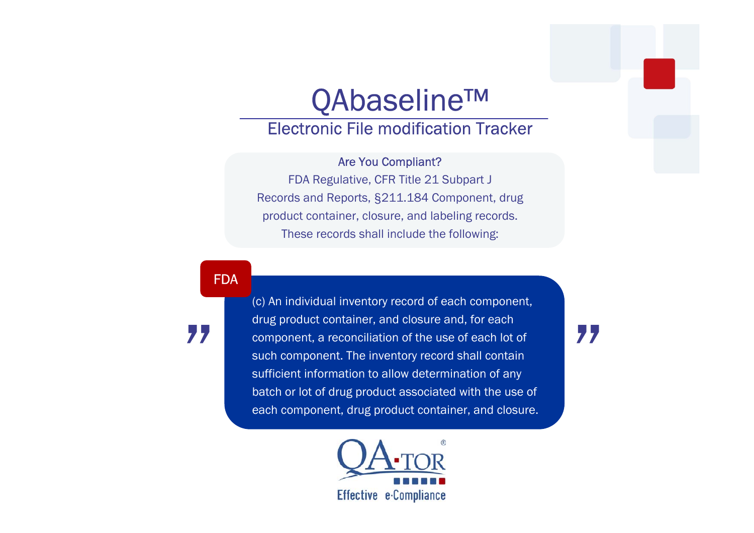# QAbaseline™

## Electronic File modification Tracker

**Are You Compliant?**

FDA Regulative, CFR Title 21 Subpart J
Records and Reports, §211.184 Component, drug product container, closure, and labeling records.
These records shall include the following:

FDA

> (c) An individual inventory record of each component, drug product container, and closure and, for each component, a reconciliation of the use of each lot of such component. The inventory record shall contain sufficient information to allow determination of any batch or lot of drug product associated with the use of each component, drug product container, and closure.

QA-TOR®
Effective e-Compliance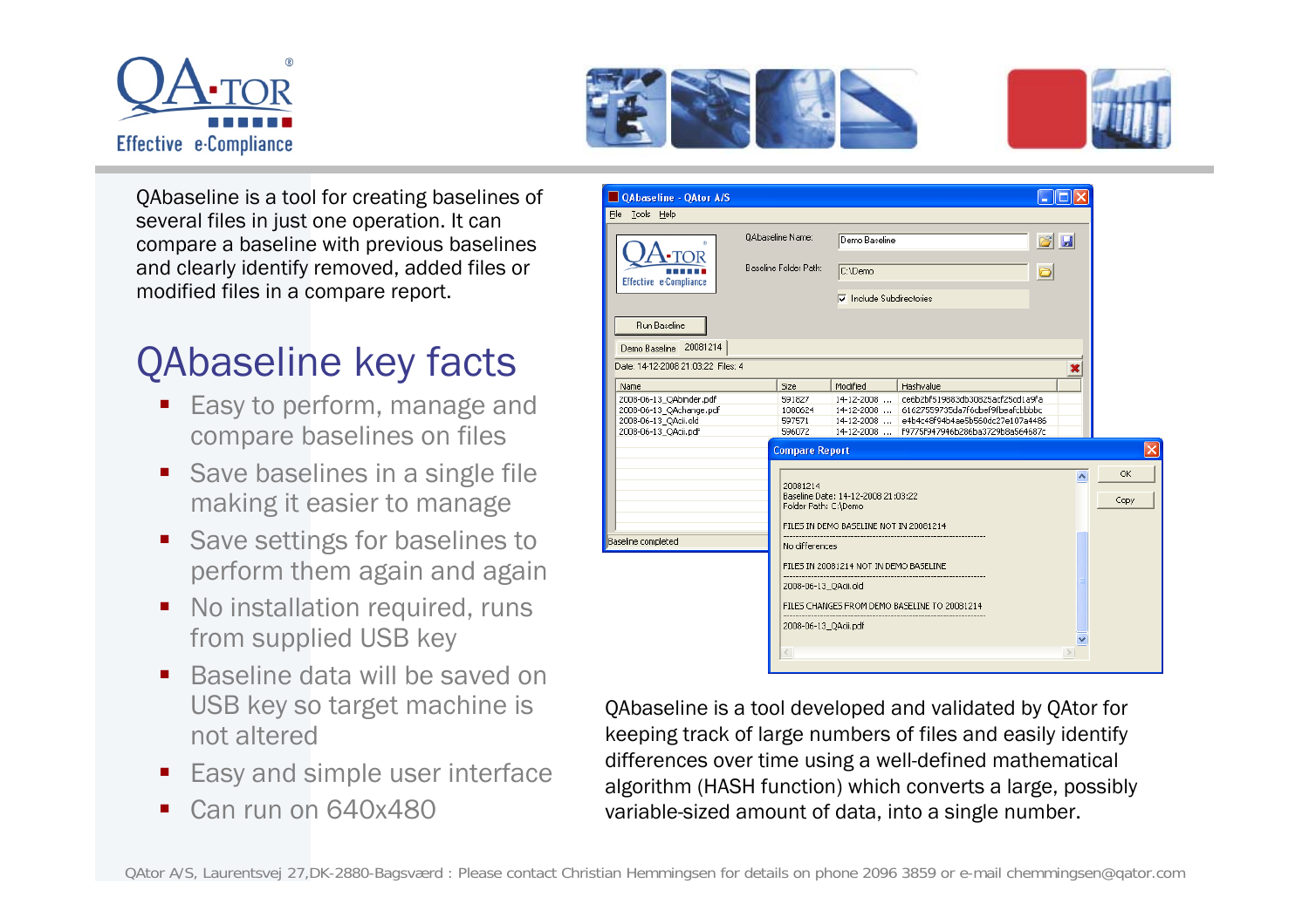QAbaseline is a tool for creating baselines of several files in just one operation. It can compare a baseline with previous baselines and clearly identify removed, added files or modified files in a compare report.

# QAbaseline key facts

- Easy to perform, manage and compare baselines on files
- Save baselines in a single file making it easier to manage
- Save settings for baselines to perform them again and again
- No installation required, runs from supplied USB key
- Baseline data will be saved on USB key so target machine is not altered
- Easy and simple user interface
- Can run on 640x480

QAbaseline is a tool developed and validated by QAtor for keeping track of large numbers of files and easily identify differences over time using a well-defined mathematical algorithm (HASH function) which converts a large, possibly variable-sized amount of data, into a single number.

QAtor A/S, Laurentsvej 27,DK-2880-Bagsværd : Please contact Christian Hemmingsen for details on phone 2096 3859 or e-mail chemmingsen@qator.com